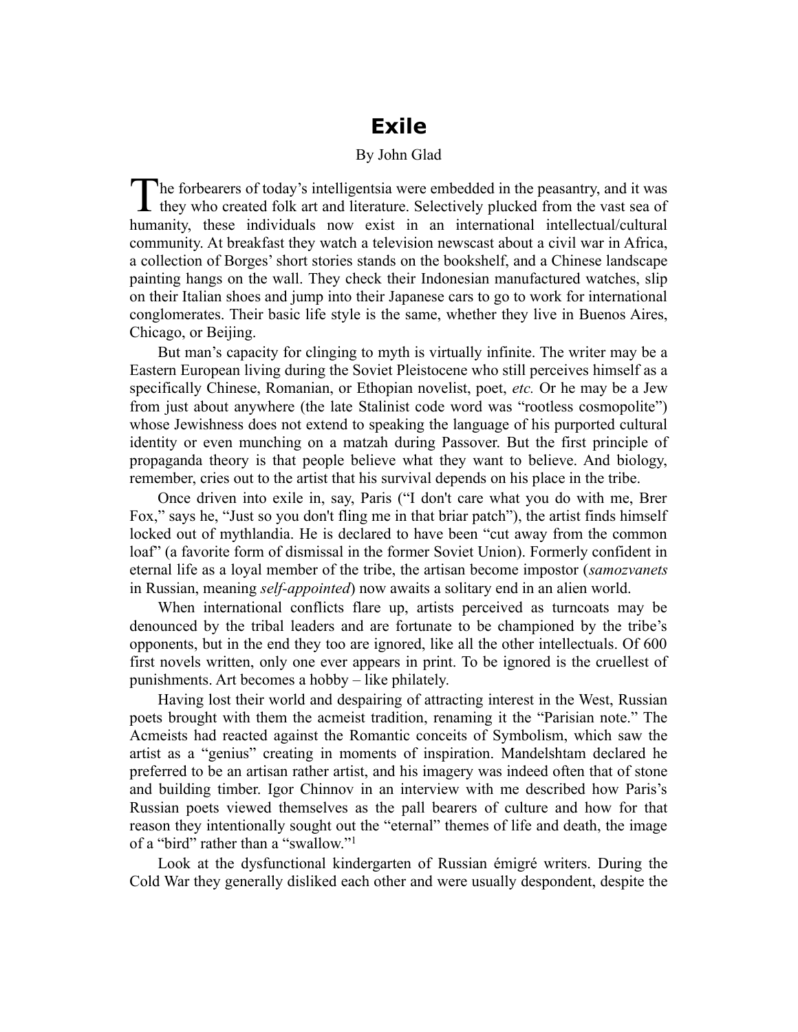# Exile

By John Glad

The forbearers of today's intelligentsia were embedded in the peasantry, and it was they who created folk art and literature. Selectively plucked from the vast sea of humanity, these individuals now exist in an international intellectual/cultural community. At breakfast they watch a television newscast about a civil war in Africa, a collection of Borges' short stories stands on the bookshelf, and a Chinese landscape painting hangs on the wall. They check their Indonesian manufactured watches, slip on their Italian shoes and jump into their Japanese cars to go to work for international conglomerates. Their basic life style is the same, whether they live in Buenos Aires, Chicago, or Beijing.

But man's capacity for clinging to myth is virtually infinite. The writer may be a Eastern European living during the Soviet Pleistocene who still perceives himself as a specifically Chinese, Romanian, or Ethopian novelist, poet, *etc.* Or he may be a Jew from just about anywhere (the late Stalinist code word was "rootless cosmopolite") whose Jewishness does not extend to speaking the language of his purported cultural identity or even munching on a matzah during Passover. But the first principle of propaganda theory is that people believe what they want to believe. And biology, remember, cries out to the artist that his survival depends on his place in the tribe.

Once driven into exile in, say, Paris ("I don't care what you do with me, Brer Fox," says he, "Just so you don't fling me in that briar patch"), the artist finds himself locked out of mythlandia. He is declared to have been "cut away from the common loaf" (a favorite form of dismissal in the former Soviet Union). Formerly confident in eternal life as a loyal member of the tribe, the artisan become impostor (*samozvanets* in Russian, meaning *self-appointed*) now awaits a solitary end in an alien world.

When international conflicts flare up, artists perceived as turncoats may be denounced by the tribal leaders and are fortunate to be championed by the tribe's opponents, but in the end they too are ignored, like all the other intellectuals. Of 600 first novels written, only one ever appears in print. To be ignored is the cruellest of punishments. Art becomes a hobby – like philately.

Having lost their world and despairing of attracting interest in the West, Russian poets brought with them the acmeist tradition, renaming it the "Parisian note." The Acmeists had reacted against the Romantic conceits of Symbolism, which saw the artist as a "genius" creating in moments of inspiration. Mandelshtam declared he preferred to be an artisan rather artist, and his imagery was indeed often that of stone and building timber. Igor Chinnov in an interview with me described how Paris's Russian poets viewed themselves as the pall bearers of culture and how for that reason they intentionally sought out the "eternal" themes of life and death, the image of a "bird" rather than a "swallow."[1]

Look at the dysfunctional kindergarten of Russian émigré writers. During the Cold War they generally disliked each other and were usually despondent, despite the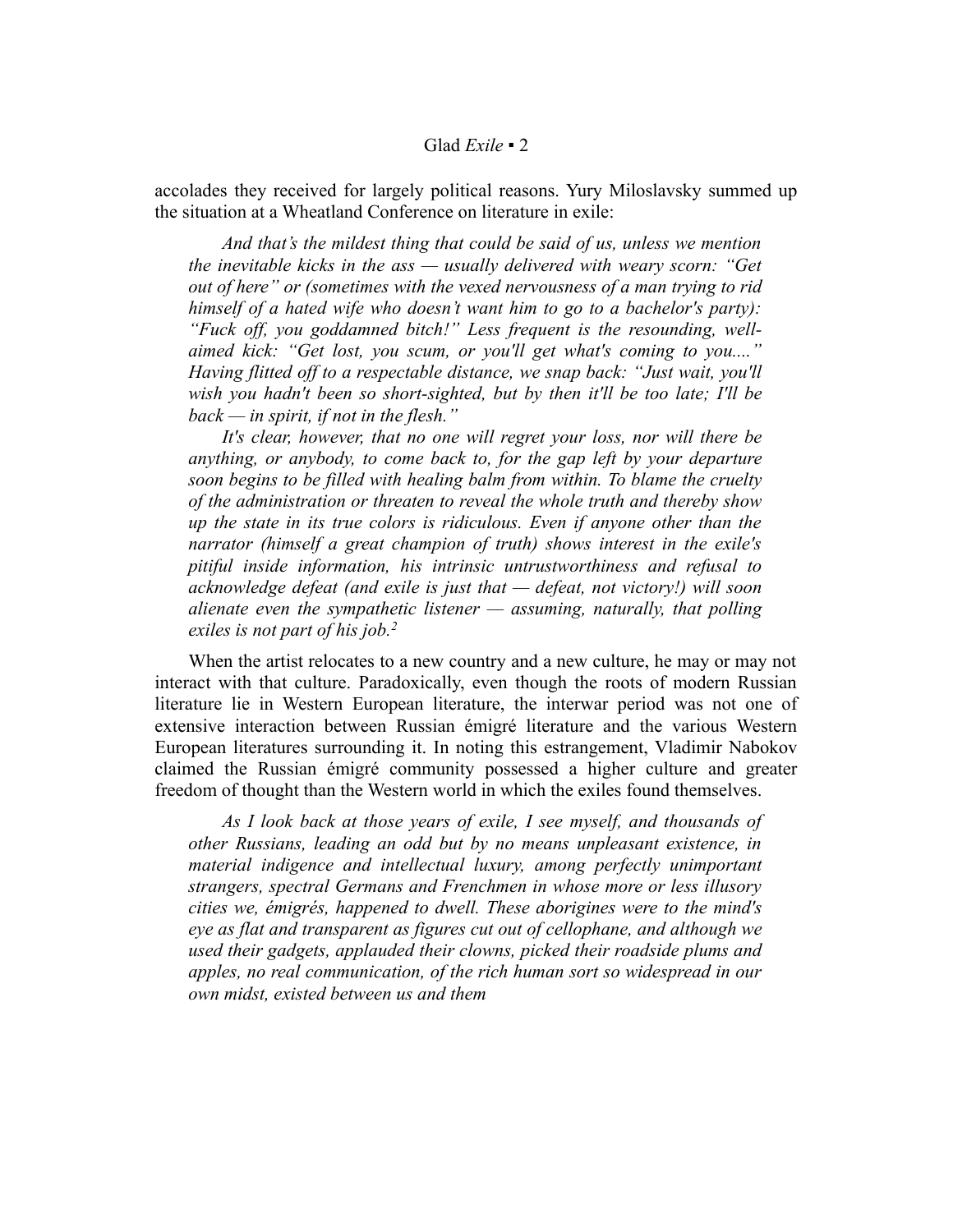accolades they received for largely political reasons. Yury Miloslavsky summed up the situation at a Wheatland Conference on literature in exile:

> *And that's the mildest thing that could be said of us, unless we mention the inevitable kicks in the ass — usually delivered with weary scorn: "Get out of here" or (sometimes with the vexed nervousness of a man trying to rid himself of a hated wife who doesn't want him to go to a bachelor's party): "Fuck off, you goddamned bitch!" Less frequent is the resounding, well-aimed kick: "Get lost, you scum, or you'll get what's coming to you...." Having flitted off to a respectable distance, we snap back: "Just wait, you'll wish you hadn't been so short-sighted, but by then it'll be too late; I'll be back — in spirit, if not in the flesh."*
>
> *It's clear, however, that no one will regret your loss, nor will there be anything, or anybody, to come back to, for the gap left by your departure soon begins to be filled with healing balm from within. To blame the cruelty of the administration or threaten to reveal the whole truth and thereby show up the state in its true colors is ridiculous. Even if anyone other than the narrator (himself a great champion of truth) shows interest in the exile's pitiful inside information, his intrinsic untrustworthiness and refusal to acknowledge defeat (and exile is just that — defeat, not victory!) will soon alienate even the sympathetic listener — assuming, naturally, that polling exiles is not part of his job.*[2]

When the artist relocates to a new country and a new culture, he may or may not interact with that culture. Paradoxically, even though the roots of modern Russian literature lie in Western European literature, the interwar period was not one of extensive interaction between Russian émigré literature and the various Western European literatures surrounding it. In noting this estrangement, Vladimir Nabokov claimed the Russian émigré community possessed a higher culture and greater freedom of thought than the Western world in which the exiles found themselves.

> *As I look back at those years of exile, I see myself, and thousands of other Russians, leading an odd but by no means unpleasant existence, in material indigence and intellectual luxury, among perfectly unimportant strangers, spectral Germans and Frenchmen in whose more or less illusory cities we, émigrés, happened to dwell. These aborigines were to the mind's eye as flat and transparent as figures cut out of cellophane, and although we used their gadgets, applauded their clowns, picked their roadside plums and apples, no real communication, of the rich human sort so widespread in our own midst, existed between us and them*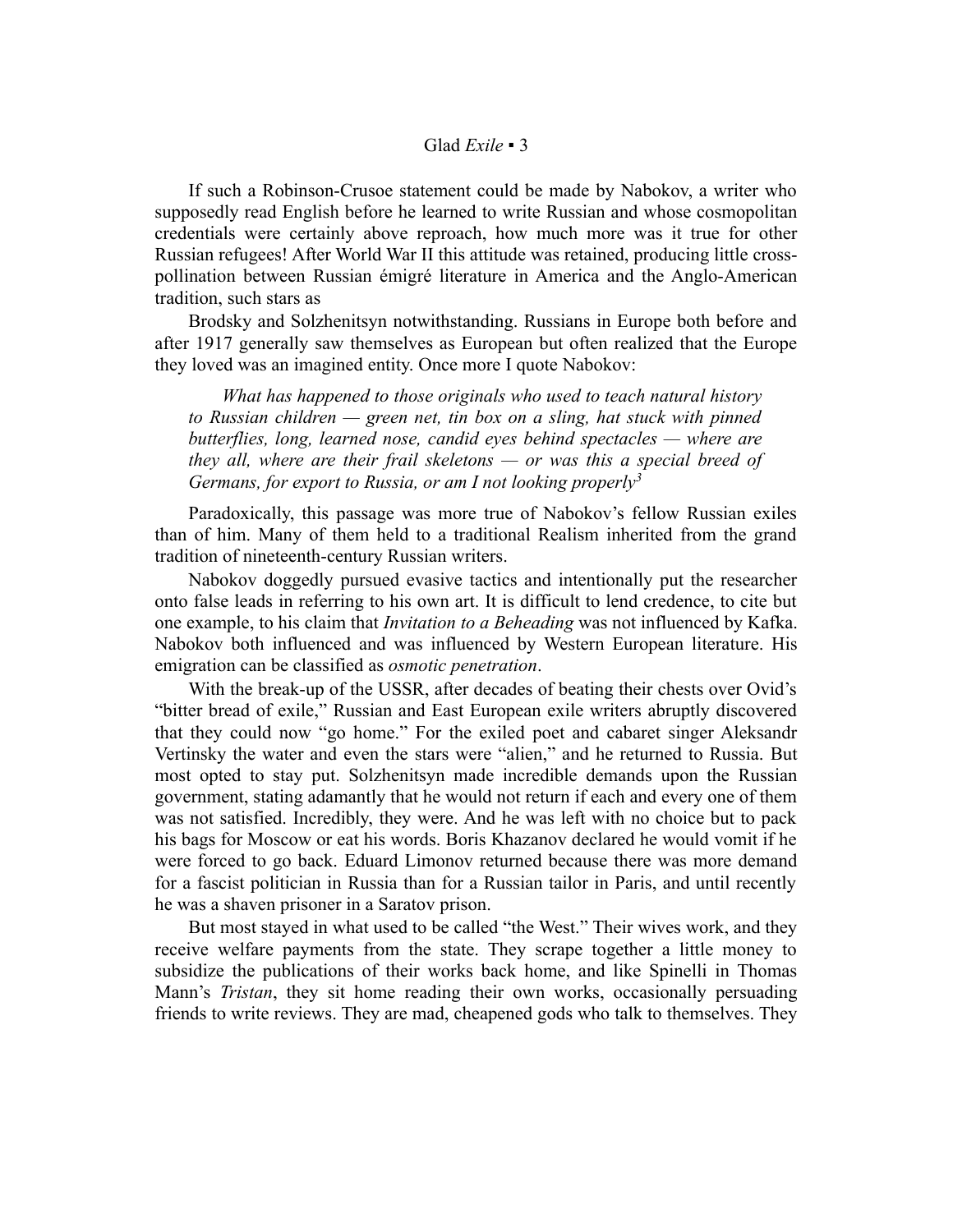If such a Robinson-Crusoe statement could be made by Nabokov, a writer who supposedly read English before he learned to write Russian and whose cosmopolitan credentials were certainly above reproach, how much more was it true for other Russian refugees! After World War II this attitude was retained, producing little cross-pollination between Russian émigré literature in America and the Anglo-American tradition, such stars as Brodsky and Solzhenitsyn notwithstanding. Russians in Europe both before and after 1917 generally saw themselves as European but often realized that the Europe they loved was an imagined entity. Once more I quote Nabokov:

> *What has happened to those originals who used to teach natural history to Russian children — green net, tin box on a sling, hat stuck with pinned butterflies, long, learned nose, candid eyes behind spectacles — where are they all, where are their frail skeletons — or was this a special breed of Germans, for export to Russia, or am I not looking properly*[3]

Paradoxically, this passage was more true of Nabokov's fellow Russian exiles than of him. Many of them held to a traditional Realism inherited from the grand tradition of nineteenth-century Russian writers.

Nabokov doggedly pursued evasive tactics and intentionally put the researcher onto false leads in referring to his own art. It is difficult to lend credence, to cite but one example, to his claim that *Invitation to a Beheading* was not influenced by Kafka. Nabokov both influenced and was influenced by Western European literature. His emigration can be classified as *osmotic penetration*.

With the break-up of the USSR, after decades of beating their chests over Ovid's "bitter bread of exile," Russian and East European exile writers abruptly discovered that they could now "go home." For the exiled poet and cabaret singer Aleksandr Vertinsky the water and even the stars were "alien," and he returned to Russia. But most opted to stay put. Solzhenitsyn made incredible demands upon the Russian government, stating adamantly that he would not return if each and every one of them was not satisfied. Incredibly, they were. And he was left with no choice but to pack his bags for Moscow or eat his words. Boris Khazanov declared he would vomit if he were forced to go back. Eduard Limonov returned because there was more demand for a fascist politician in Russia than for a Russian tailor in Paris, and until recently he was a shaven prisoner in a Saratov prison.

But most stayed in what used to be called "the West." Their wives work, and they receive welfare payments from the state. They scrape together a little money to subsidize the publications of their works back home, and like Spinelli in Thomas Mann's *Tristan*, they sit home reading their own works, occasionally persuading friends to write reviews. They are mad, cheapened gods who talk to themselves. They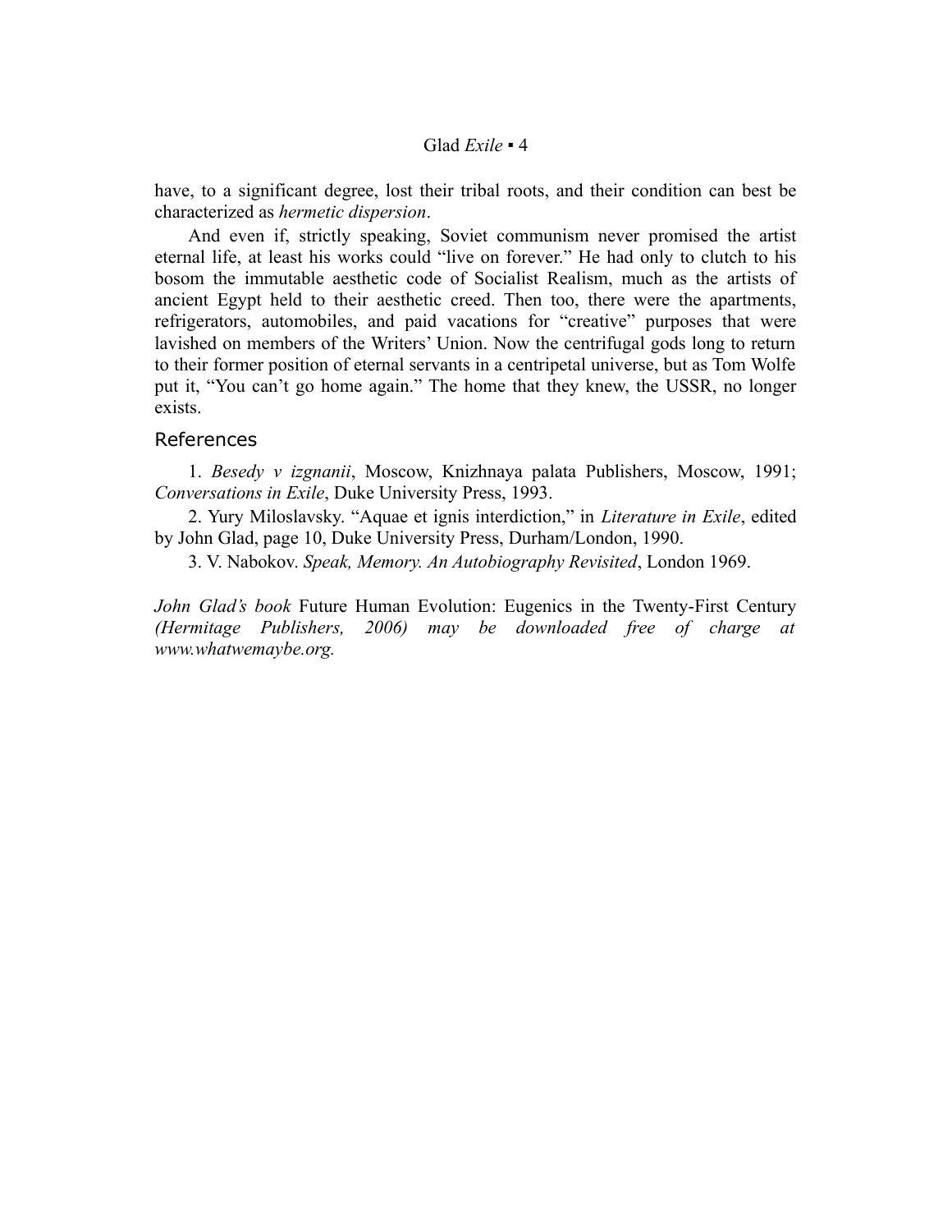have, to a significant degree, lost their tribal roots, and their condition can best be characterized as *hermetic dispersion*.

And even if, strictly speaking, Soviet communism never promised the artist eternal life, at least his works could "live on forever." He had only to clutch to his bosom the immutable aesthetic code of Socialist Realism, much as the artists of ancient Egypt held to their aesthetic creed. Then too, there were the apartments, refrigerators, automobiles, and paid vacations for "creative" purposes that were lavished on members of the Writers' Union. Now the centrifugal gods long to return to their former position of eternal servants in a centripetal universe, but as Tom Wolfe put it, "You can't go home again." The home that they knew, the USSR, no longer exists.

## References

1. *Besedy v izgnanii*, Moscow, Knizhnaya palata Publishers, Moscow, 1991; *Conversations in Exile*, Duke University Press, 1993.

2. Yury Miloslavsky. "Aquae et ignis interdiction," in *Literature in Exile*, edited by John Glad, page 10, Duke University Press, Durham/London, 1990.

3. V. Nabokov. *Speak, Memory. An Autobiography Revisited*, London 1969.

*John Glad's book* Future Human Evolution: Eugenics in the Twenty-First Century *(Hermitage Publishers, 2006) may be downloaded free of charge at www.whatwemaybe.org.*